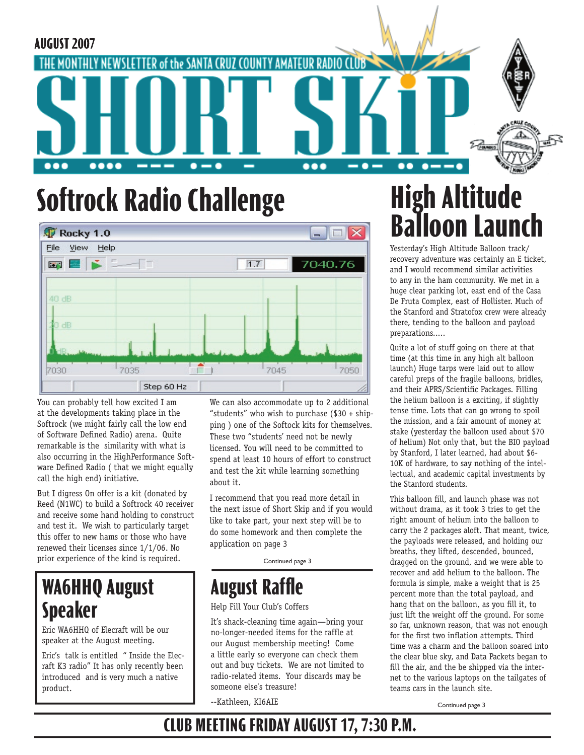AUGUST 2007

THE MONTHLY NEWSLETTER of the SANTA CRUZ COUNTY AMATEUR RADIO CLUB

# SHORT SKiP

## Softrock Radio Challenge

You can probably tell how excited I am at the developments taking place in the Softrock (we might fairly call the low end of Software Defined Radio) arena. Quite remarkable is the similarity with what is also occurring in the HighPerformance Software Defined Radio ( that we might equally call the high end) initiative.

But I digress On offer is a kit (donated by Reed (N1WC) to build a Softrock 40 receiver and receive some hand holding to construct and test it. We wish to particularly target this offer to new hams or those who have renewed their licenses since 1/1/06. No prior experience of the kind is required.

We can also accommodate up to 2 additional "students" who wish to purchase ($30 + shipping ) one of the Softock kits for themselves. These two "students' need not be newly licensed. You will need to be committed to spend at least 10 hours of effort to construct and test the kit while learning something about it.

I recommend that you read more detail in the next issue of Short Skip and if you would like to take part, your next step will be to do some homework and then complete the application on page 3

Continued page 3

## WA6HHQ August Speaker

Eric WA6HHQ of Elecraft will be our speaker at the August meeting.

Eric's talk is entitled " Inside the Elecraft K3 radio" It has only recently been introduced and is very much a native product.

## August Raffle

Help Fill Your Club's Coffers

It's shack-cleaning time again—bring your no-longer-needed items for the raffle at our August membership meeting! Come a little early so everyone can check them out and buy tickets. We are not limited to radio-related items. Your discards may be someone else's treasure!

--Kathleen, KI6AIE

## High Altitude Balloon Launch

Yesterday's High Altitude Balloon track/ recovery adventure was certainly an E ticket, and I would recommend similar activities to any in the ham community. We met in a huge clear parking lot, east end of the Casa De Fruta Complex, east of Hollister. Much of the Stanford and Stratofox crew were already there, tending to the balloon and payload preparations.....

Quite a lot of stuff going on there at that time (at this time in any high alt balloon launch) Huge tarps were laid out to allow careful preps of the fragile balloons, bridles, and their APRS/Scientific Packages. Filling the helium balloon is a exciting, if slightly tense time. Lots that can go wrong to spoil the mission, and a fair amount of money at stake (yesterday the balloon used about $70 of helium) Not only that, but the BIO payload by Stanford, I later learned, had about $6-10K of hardware, to say nothing of the intellectual, and academic capital investments by the Stanford students.

This balloon fill, and launch phase was not without drama, as it took 3 tries to get the right amount of helium into the balloon to carry the 2 packages aloft. That meant, twice, the payloads were released, and holding our breaths, they lifted, descended, bounced, dragged on the ground, and we were able to recover and add helium to the balloon. The formula is simple, make a weight that is 25 percent more than the total payload, and hang that on the balloon, as you fill it, to just lift the weight off the ground. For some so far, unknown reason, that was not enough for the first two inflation attempts. Third time was a charm and the balloon soared into the clear blue sky, and Data Packets began to fill the air, and the be shipped via the internet to the various laptops on the tailgates of teams cars in the launch site.

Continued page 3

**CLUB MEETING FRIDAY AUGUST 17, 7:30 P.M.**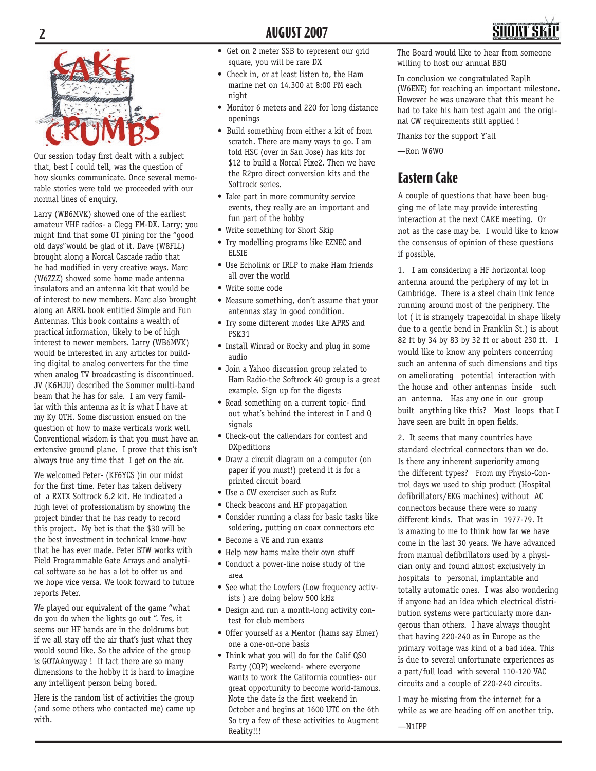## Cake Crumbs

Our session today first dealt with a subject that, best I could tell, was the question of how skunks communicate. Once several memorable stories were told we proceeded with our normal lines of enquiry.

Larry (WB6MVK) showed one of the earliest amateur VHF radios- a Clegg FM-DX. Larry; you might find that some OT pining for the "good old days"would be glad of it. Dave (W8FLL) brought along a Norcal Cascade radio that he had modified in very creative ways. Marc (W6ZZZ) showed some home made antenna insulators and an antenna kit that would be of interest to new members. Marc also brought along an ARRL book entitled Simple and Fun Antennas. This book contains a wealth of practical information, likely to be of high interest to newer members. Larry (WB6MVK) would be interested in any articles for building digital to analog converters for the time when analog TV broadcasting is discontinued. JV (K6HJU) described the Sommer multi-band beam that he has for sale. I am very familiar with this antenna as it is what I have at my Ky QTH. Some discussion ensued on the question of how to make verticals work well. Conventional wisdom is that you must have an extensive ground plane. I prove that this isn't always true any time that I get on the air.

We welcomed Peter- (KF6YCS )in our midst for the first time. Peter has taken delivery of a RXTX Softrock 6.2 kit. He indicated a high level of professionalism by showing the project binder that he has ready to record this project. My bet is that the $30 will be the best investment in technical know-how that he has ever made. Peter BTW works with Field Programmable Gate Arrays and analytical software so he has a lot to offer us and we hope vice versa. We look forward to future reports Peter.

We played our equivalent of the game "what do you do when the lights go out ". Yes, it seems our HF bands are in the doldrums but if we all stay off the air that's just what they would sound like. So the advice of the group is GOTAAnyway ! If fact there are so many dimensions to the hobby it is hard to imagine any intelligent person being bored.

Here is the random list of activities the group (and some others who contacted me) came up with.

- Get on 2 meter SSB to represent our grid square, you will be rare DX
- Check in, or at least listen to, the Ham marine net on 14.300 at 8:00 PM each night
- Monitor 6 meters and 220 for long distance openings
- Build something from either a kit of from scratch. There are many ways to go. I am told HSC (over in San Jose) has kits for $12 to build a Norcal Pixe2. Then we have the R2pro direct conversion kits and the Softrock series.
- Take part in more community service events, they really are an important and fun part of the hobby
- Write something for Short Skip
- Try modelling programs like EZNEC and ELSIE
- Use Echolink or IRLP to make Ham friends all over the world
- Write some code
- Measure something, don't assume that your antennas stay in good condition.
- Try some different modes like APRS and PSK31
- Install Winrad or Rocky and plug in some audio
- Join a Yahoo discussion group related to Ham Radio-the Softrock 40 group is a great example. Sign up for the digests
- Read something on a current topic- find out what's behind the interest in I and Q signals
- Check-out the callendars for contest and DXpeditions
- Draw a circuit diagram on a computer (on paper if you must!) pretend it is for a printed circuit board
- Use a CW exerciser such as Rufz
- Check beacons and HF propagation
- Consider running a class for basic tasks like soldering, putting on coax connectors etc
- Become a VE and run exams
- Help new hams make their own stuff
- Conduct a power-line noise study of the area
- See what the Lowfers (Low frequency activists ) are doing below 500 kHz
- Design and run a month-long activity contest for club members
- Offer yourself as a Mentor (hams say Elmer) one a one-on-one basis
- Think what you will do for the Calif QSO Party (CQP) weekend- where everyone wants to work the California counties- our great opportunity to become world-famous. Note the date is the first weekend in October and begins at 1600 UTC on the 6th So try a few of these activities to Augment Reality!!!

The Board would like to hear from someone willing to host our annual BBQ

In conclusion we congratulated Raplh (W6ENE) for reaching an important milestone. However he was unaware that this meant he had to take his ham test again and the original CW requirements still applied !

Thanks for the support Y'all

—Ron W6WO

## Eastern Cake

A couple of questions that have been bugging me of late may provide interesting interaction at the next CAKE meeting. Or not as the case may be. I would like to know the consensus of opinion of these questions if possible.

1. I am considering a HF horizontal loop antenna around the periphery of my lot in Cambridge. There is a steel chain link fence running around most of the periphery. The lot ( it is strangely trapezoidal in shape likely due to a gentle bend in Franklin St.) is about 82 ft by 34 by 83 by 32 ft or about 230 ft. I would like to know any pointers concerning such an antenna of such dimensions and tips on ameliorating potential interaction with the house and other antennas inside such an antenna. Has any one in our group built anything like this? Most loops that I have seen are built in open fields.

2. It seems that many countries have standard electrical connectors than we do. Is there any inherent superiority among the different types? From my Physio-Control days we used to ship product (Hospital defibrillators/EKG machines) without AC connectors because there were so many different kinds. That was in 1977-79. It is amazing to me to think how far we have come in the last 30 years. We have advanced from manual defibrillators used by a physician only and found almost exclusively in hospitals to personal, implantable and totally automatic ones. I was also wondering if anyone had an idea which electrical distribution systems were particularly more dangerous than others. I have always thought that having 220-240 as in Europe as the primary voltage was kind of a bad idea. This is due to several unfortunate experiences as a part/full load with several 110-120 VAC circuits and a couple of 220-240 circuits.

I may be missing from the internet for a while as we are heading off on another trip.

—N1IPP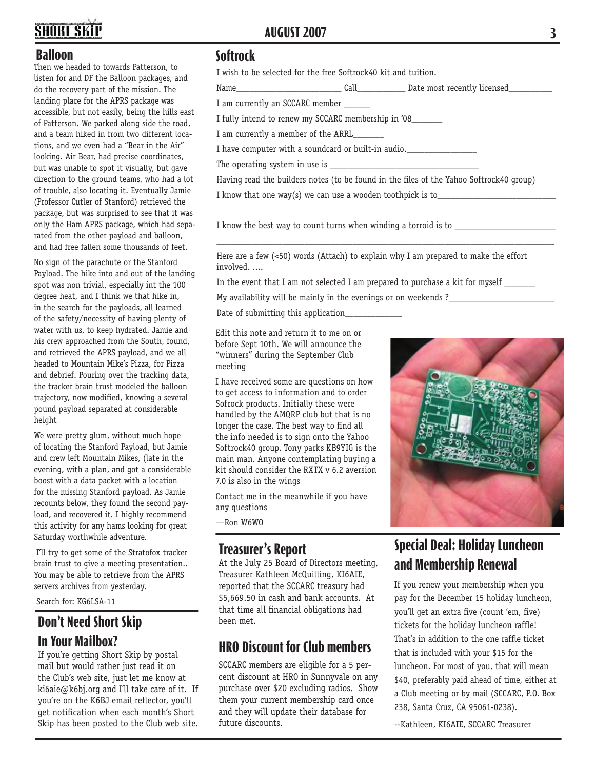## Balloon

Then we headed to towards Patterson, to listen for and DF the Balloon packages, and do the recovery part of the mission. The landing place for the APRS package was accessible, but not easily, being the hills east of Patterson. We parked along side the road, and a team hiked in from two different locations, and we even had a "Bear in the Air" looking. Air Bear, had precise coordinates, but was unable to spot it visually, but gave direction to the ground teams, who had a lot of trouble, also locating it. Eventually Jamie (Professor Cutler of Stanford) retrieved the package, but was surprised to see that it was only the Ham APRS package, which had separated from the other payload and balloon, and had free fallen some thousands of feet.

No sign of the parachute or the Stanford Payload. The hike into and out of the landing spot was non trivial, especially int the 100 degree heat, and I think we that hike in, in the search for the payloads, all learned of the safety/necessity of having plenty of water with us, to keep hydrated. Jamie and his crew approached from the South, found, and retrieved the APRS payload, and we all headed to Mountain Mike's Pizza, for Pizza and debrief. Pouring over the tracking data, the tracker brain trust modeled the balloon trajectory, now modified, knowing a several pound payload separated at considerable height

We were pretty glum, without much hope of locating the Stanford Payload, but Jamie and crew left Mountain Mikes, (late in the evening, with a plan, and got a considerable boost with a data packet with a location for the missing Stanford payload. As Jamie recounts below, they found the second payload, and recovered it. I highly recommend this activity for any hams looking for great Saturday worthwhile adventure.

I'll try to get some of the Stratofox tracker brain trust to give a meeting presentation.. You may be able to retrieve from the APRS servers archives from yesterday.

Search for: KG6LSA-11

## Don't Need Short Skip In Your Mailbox?

If you're getting Short Skip by postal mail but would rather just read it on the Club's web site, just let me know at ki6aie@k6bj.org and I'll take care of it. If you're on the K6BJ email reflector, you'll get notification when each month's Short Skip has been posted to the Club web site.

## Softrock

I wish to be selected for the free Softrock40 kit and tuition.

Name________________________ Call___________ Date most recently licensed__________

I am currently an SCCARC member ______

I fully intend to renew my SCCARC membership in '08_______

I am currently a member of the ARRL_______

I have computer with a soundcard or built-in audio._________________

The operating system in use is ____________________________________

Having read the builders notes (to be found in the files of the Yahoo Softrock40 group)

I know that one way(s) we can use a wooden toothpick is to____________________________

I know the best way to count turns when winding a torroid is to ________________________

_______________________________________________________________________________

Here are a few (<50) words (Attach) to explain why I am prepared to make the effort involved. ....

In the event that I am not selected I am prepared to purchase a kit for myself _______

My availability will be mainly in the evenings or on weekends ?_________________________

Date of submitting this application_____________

Edit this note and return it to me on or before Sept 10th. We will announce the "winners" during the September Club meeting

I have received some are questions on how to get access to information and to order Sofrock products. Initially these were handled by the AMQRP club but that is no longer the case. The best way to find all the info needed is to sign onto the Yahoo Softrock40 group. Tony parks KB9YIG is the main man. Anyone contemplating buying a kit should consider the RXTX v 6.2 aversion 7.0 is also in the wings

Contact me in the meanwhile if you have any questions

—Ron W6WO

## Treasurer's Report

At the July 25 Board of Directors meeting, Treasurer Kathleen McQuilling, KI6AIE, reported that the SCCARC treasury had $5,669.50 in cash and bank accounts. At that time all financial obligations had been met.

## HRO Discount for Club members

SCCARC members are eligible for a 5 percent discount at HRO in Sunnyvale on any purchase over $20 excluding radios. Show them your current membership card once and they will update their database for future discounts.

## Special Deal: Holiday Luncheon and Membership Renewal

If you renew your membership when you pay for the December 15 holiday luncheon, you'll get an extra five (count 'em, five) tickets for the holiday luncheon raffle! That's in addition to the one raffle ticket that is included with your $15 for the luncheon. For most of you, that will mean $40, preferably paid ahead of time, either at a Club meeting or by mail (SCCARC, P.O. Box 238, Santa Cruz, CA 95061-0238).

--Kathleen, KI6AIE, SCCARC Treasurer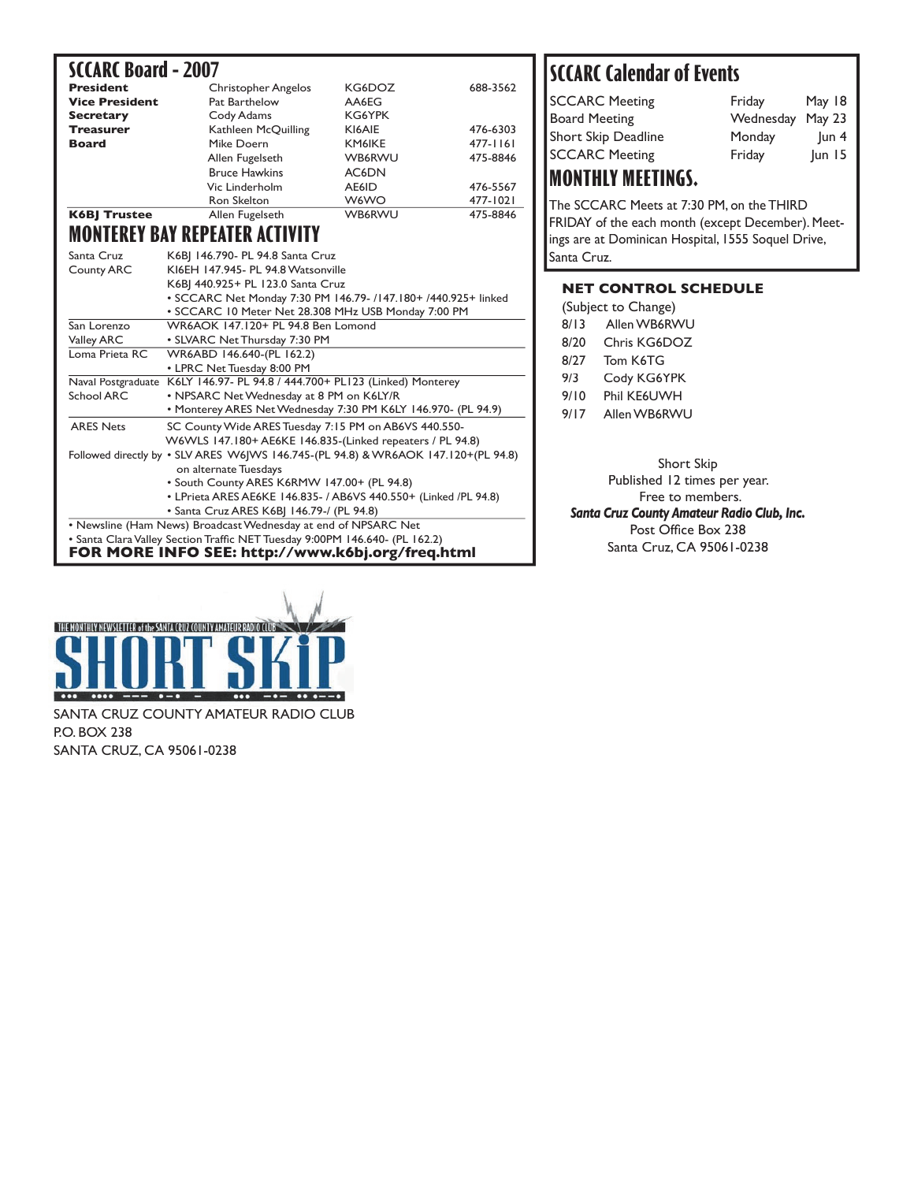## SCCARC Board - 2007

| | | | |
|---|---|---|---|
| **President** | Christopher Angelos | KG6DOZ | 688-3562 |
| **Vice President** | Pat Barthelow | AA6EG | |
| **Secretary** | Cody Adams | KG6YPK | |
| **Treasurer** | Kathleen McQuilling | KI6AIE | 476-6303 |
| **Board** | Mike Doern | KM6IKE | 477-1161 |
| | Allen Fugelseth | WB6RWU | 475-8846 |
| | Bruce Hawkins | AC6DN | |
| | Vic Linderholm | AE6ID | 476-5567 |
| | Ron Skelton | W6WO | 477-1021 |
| **K6BJ Trustee** | Allen Fugelseth | WB6RWU | 475-8846 |

## MONTEREY BAY REPEATER ACTIVITY

| | |
|---|---|
| Santa Cruz County ARC | K6BJ 146.790- PL 94.8 Santa Cruz<br>KI6EH 147.945- PL 94.8 Watsonville<br>K6BJ 440.925+ PL 123.0 Santa Cruz<br>• SCCARC Net Monday 7:30 PM 146.79- /147.180+ /440.925+ linked<br>• SCCARC 10 Meter Net 28.308 MHz USB Monday 7:00 PM |
| San Lorenzo Valley ARC | WR6AOK 147.120+ PL 94.8 Ben Lomond<br>• SLVARC Net Thursday 7:30 PM |
| Loma Prieta RC | WR6ABD 146.640-(PL 162.2)<br>• LPRC Net Tuesday 8:00 PM |
| Naval Postgraduate School ARC | K6LY 146.97- PL 94.8 / 444.700+ PL123 (Linked) Monterey<br>• NPSARC Net Wednesday at 8 PM on K6LY/R<br>• Monterey ARES Net Wednesday 7:30 PM K6LY 146.970- (PL 94.9) |
| ARES Nets | SC County Wide ARES Tuesday 7:15 PM on AB6VS 440.550-<br>W6WLS 147.180+ AE6KE 146.835-(Linked repeaters / PL 94.8) |
| Followed directly by | • SLV ARES W6JWS 146.745-(PL 94.8) & WR6AOK 147.120+(PL 94.8) on alternate Tuesdays<br>• South County ARES K6RMW 147.00+ (PL 94.8)<br>• LPrieta ARES AE6KE 146.835- / AB6VS 440.550+ (Linked /PL 94.8)<br>• Santa Cruz ARES K6BJ 146.79-/ (PL 94.8) |

• Newsline (Ham News) Broadcast Wednesday at end of NPSARC Net

• Santa Clara Valley Section Traffic NET Tuesday 9:00PM 146.640- (PL 162.2)

**FOR MORE INFO SEE: http://www.k6bj.org/freq.html**

## SCCARC Calendar of Events

| | | |
|---|---|---|
| SCCARC Meeting | Friday | May 18 |
| Board Meeting | Wednesday | May 23 |
| Short Skip Deadline | Monday | Jun 4 |
| SCCARC Meeting | Friday | Jun 15 |

## MONTHLY MEETINGS.

The SCCARC Meets at 7:30 PM, on the THIRD FRIDAY of the each month (except December). Meetings are at Dominican Hospital, 1555 Soquel Drive, Santa Cruz.

### NET CONTROL SCHEDULE

(Subject to Change)

| | |
|---|---|
| 8/13 | Allen WB6RWU |
| 8/20 | Chris KG6DOZ |
| 8/27 | Tom K6TG |
| 9/3 | Cody KG6YPK |
| 9/10 | Phil KE6UWH |
| 9/17 | Allen WB6RWU |

Short Skip
Published 12 times per year.
Free to members.
***Santa Cruz County Amateur Radio Club, Inc.***
Post Office Box 238
Santa Cruz, CA 95061-0238

THE MONTHLY NEWSLETTER of the SANTA CRUZ COUNTY AMATEUR RADIO CLUB

SHORT SKIP

SANTA CRUZ COUNTY AMATEUR RADIO CLUB
P.O. BOX 238
SANTA CRUZ, CA 95061-0238